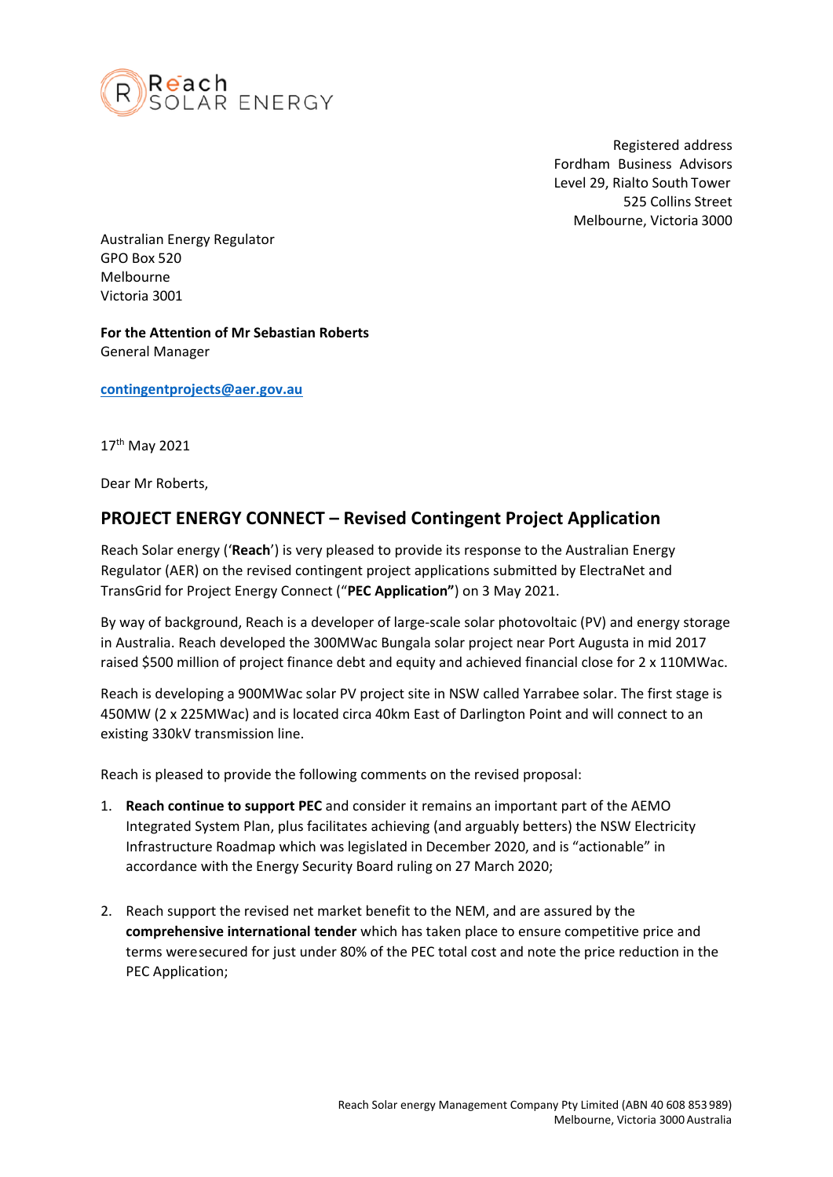Reach SOLAR ENERGY

Registered address
Fordham Business Advisors
Level 29, Rialto South Tower
525 Collins Street
Melbourne, Victoria 3000

Australian Energy Regulator
GPO Box 520
Melbourne
Victoria 3001

**For the Attention of Mr Sebastian Roberts**
General Manager

**contingentprojects@aer.gov.au**

17th May 2021

Dear Mr Roberts,

## PROJECT ENERGY CONNECT – Revised Contingent Project Application

Reach Solar energy ('**Reach**') is very pleased to provide its response to the Australian Energy Regulator (AER) on the revised contingent project applications submitted by ElectraNet and TransGrid for Project Energy Connect ("**PEC Application")** on 3 May 2021.

By way of background, Reach is a developer of large-scale solar photovoltaic (PV) and energy storage in Australia. Reach developed the 300MWac Bungala solar project near Port Augusta in mid 2017 raised $500 million of project finance debt and equity and achieved financial close for 2 x 110MWac.

Reach is developing a 900MWac solar PV project site in NSW called Yarrabee solar. The first stage is 450MW (2 x 225MWac) and is located circa 40km East of Darlington Point and will connect to an existing 330kV transmission line.

Reach is pleased to provide the following comments on the revised proposal:

1. **Reach continue to support PEC** and consider it remains an important part of the AEMO Integrated System Plan, plus facilitates achieving (and arguably betters) the NSW Electricity Infrastructure Roadmap which was legislated in December 2020, and is "actionable" in accordance with the Energy Security Board ruling on 27 March 2020;

2. Reach support the revised net market benefit to the NEM, and are assured by the **comprehensive international tender** which has taken place to ensure competitive price and terms weresecured for just under 80% of the PEC total cost and note the price reduction in the PEC Application;

Reach Solar energy Management Company Pty Limited (ABN 40 608 853 989)
Melbourne, Victoria 3000 Australia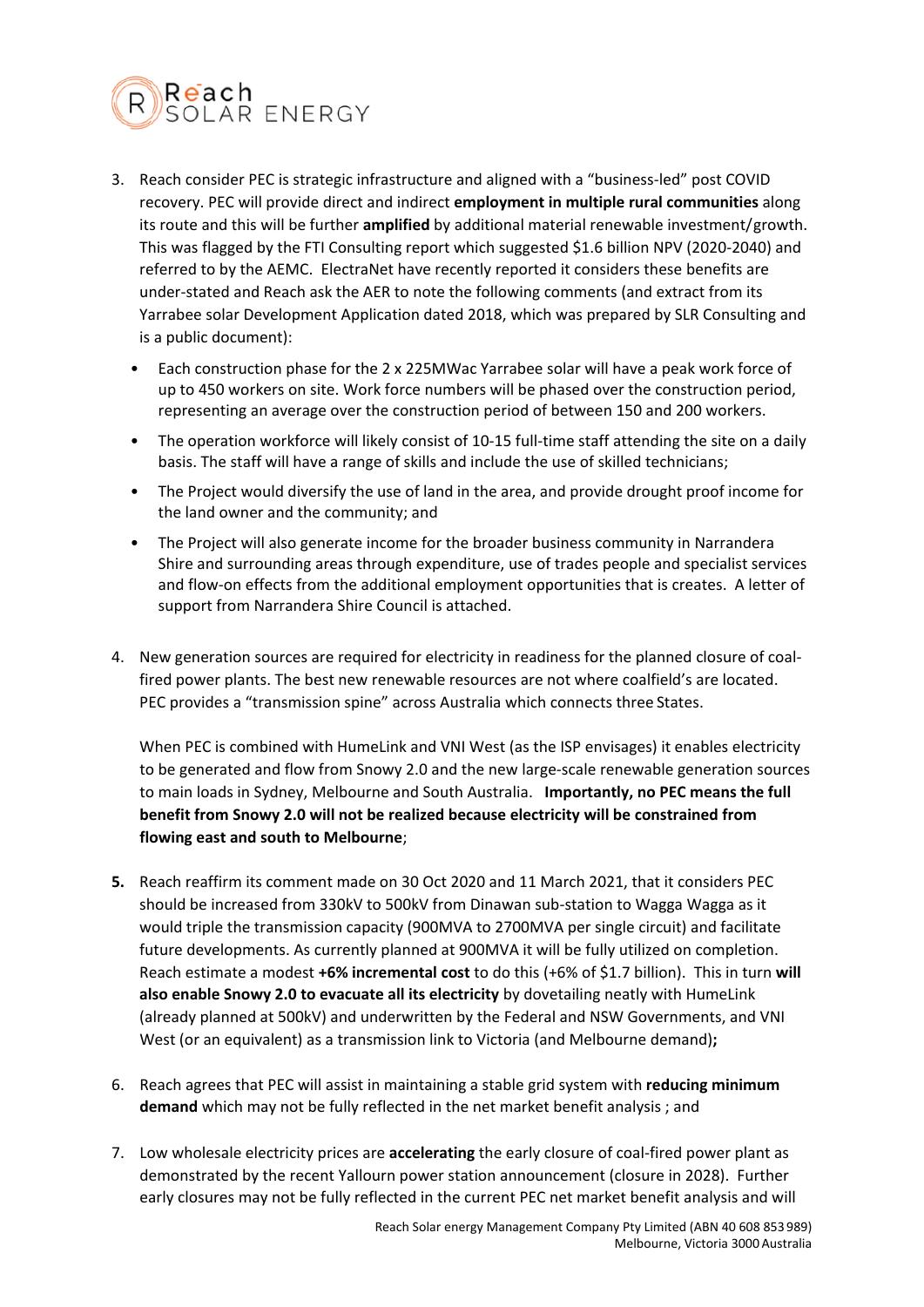3. Reach consider PEC is strategic infrastructure and aligned with a "business-led" post COVID recovery. PEC will provide direct and indirect **employment in multiple rural communities** along its route and this will be further **amplified** by additional material renewable investment/growth. This was flagged by the FTI Consulting report which suggested $1.6 billion NPV (2020-2040) and referred to by the AEMC. ElectraNet have recently reported it considers these benefits are under-stated and Reach ask the AER to note the following comments (and extract from its Yarrabee solar Development Application dated 2018, which was prepared by SLR Consulting and is a public document):

   - Each construction phase for the 2 x 225MWac Yarrabee solar will have a peak work force of up to 450 workers on site. Work force numbers will be phased over the construction period, representing an average over the construction period of between 150 and 200 workers.
   - The operation workforce will likely consist of 10-15 full-time staff attending the site on a daily basis. The staff will have a range of skills and include the use of skilled technicians;
   - The Project would diversify the use of land in the area, and provide drought proof income for the land owner and the community; and
   - The Project will also generate income for the broader business community in Narrandera Shire and surrounding areas through expenditure, use of trades people and specialist services and flow-on effects from the additional employment opportunities that is creates. A letter of support from Narrandera Shire Council is attached.

4. New generation sources are required for electricity in readiness for the planned closure of coal-fired power plants. The best new renewable resources are not where coalfield's are located. PEC provides a "transmission spine" across Australia which connects three States.

   When PEC is combined with HumeLink and VNI West (as the ISP envisages) it enables electricity to be generated and flow from Snowy 2.0 and the new large-scale renewable generation sources to main loads in Sydney, Melbourne and South Australia. **Importantly, no PEC means the full benefit from Snowy 2.0 will not be realized because electricity will be constrained from flowing east and south to Melbourne**;

5. Reach reaffirm its comment made on 30 Oct 2020 and 11 March 2021, that it considers PEC should be increased from 330kV to 500kV from Dinawan sub-station to Wagga Wagga as it would triple the transmission capacity (900MVA to 2700MVA per single circuit) and facilitate future developments. As currently planned at 900MVA it will be fully utilized on completion. Reach estimate a modest **+6% incremental cost** to do this (+6% of $1.7 billion). This in turn **will also enable Snowy 2.0 to evacuate all its electricity** by dovetailing neatly with HumeLink (already planned at 500kV) and underwritten by the Federal and NSW Governments, and VNI West (or an equivalent) as a transmission link to Victoria (and Melbourne demand)**;**

6. Reach agrees that PEC will assist in maintaining a stable grid system with **reducing minimum demand** which may not be fully reflected in the net market benefit analysis ; and

7. Low wholesale electricity prices are **accelerating** the early closure of coal-fired power plant as demonstrated by the recent Yallourn power station announcement (closure in 2028). Further early closures may not be fully reflected in the current PEC net market benefit analysis and will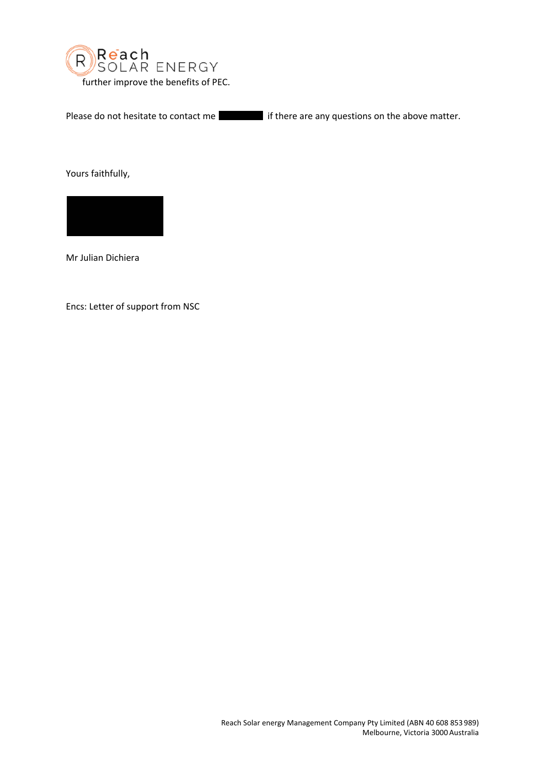further improve the benefits of PEC.

Please do not hesitate to contact me if there are any questions on the above matter.

Yours faithfully,

Mr Julian Dichiera

Encs: Letter of support from NSC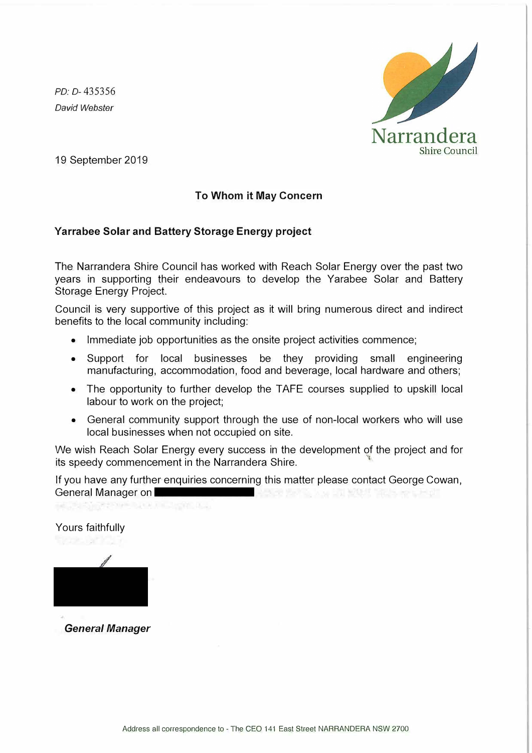*PD: D-435356*
*David Webster*

Narrandera
Shire Council

19 September 2019

**To Whom it May Concern**

**Yarrabee Solar and Battery Storage Energy project**

The Narrandera Shire Council has worked with Reach Solar Energy over the past two years in supporting their endeavours to develop the Yarabee Solar and Battery Storage Energy Project.

Council is very supportive of this project as it will bring numerous direct and indirect benefits to the local community including:

- Immediate job opportunities as the onsite project activities commence;
- Support for local businesses be they providing small engineering manufacturing, accommodation, food and beverage, local hardware and others;
- The opportunity to further develop the TAFE courses supplied to upskill local labour to work on the project;
- General community support through the use of non-local workers who will use local businesses when not occupied on site.

We wish Reach Solar Energy every success in the development of the project and for its speedy commencement in the Narrandera Shire.

If you have any further enquiries concerning this matter please contact George Cowan, General Manager on

Yours faithfully

***General Manager***

Address all correspondence to - The CEO 141 East Street NARRANDERA NSW 2700